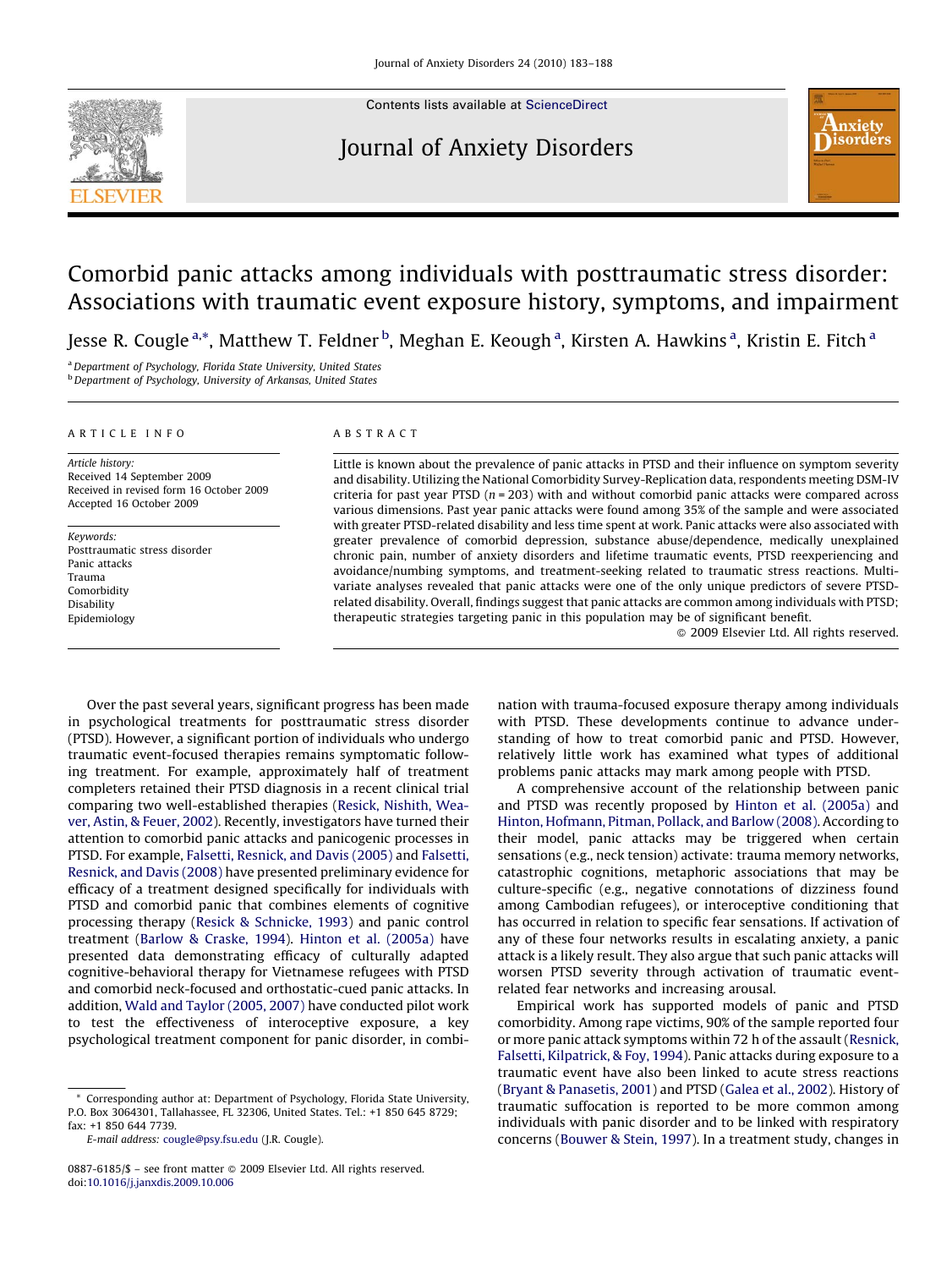# Comorbid panic attacks among individuals with posttraumatic stress disorder: Associations with traumatic event exposure history, symptoms, and impairment

Jesse R. Cougle [a,*], Matthew T. Feldner [b], Meghan E. Keough [a], Kirsten A. Hawkins [a], Kristin E. Fitch [a]

[a] Department of Psychology, Florida State University, United States
[b] Department of Psychology, University of Arkansas, United States

**ARTICLE INFO**

*Article history:*
Received 14 September 2009
Received in revised form 16 October 2009
Accepted 16 October 2009

*Keywords:*
Posttraumatic stress disorder
Panic attacks
Trauma
Comorbidity
Disability
Epidemiology

**ABSTRACT**

Little is known about the prevalence of panic attacks in PTSD and their influence on symptom severity and disability. Utilizing the National Comorbidity Survey-Replication data, respondents meeting DSM-IV criteria for past year PTSD ($n = 203$) with and without comorbid panic attacks were compared across various dimensions. Past year panic attacks were found among 35% of the sample and were associated with greater PTSD-related disability and less time spent at work. Panic attacks were also associated with greater prevalence of comorbid depression, substance abuse/dependence, medically unexplained chronic pain, number of anxiety disorders and lifetime traumatic events, PTSD reexperiencing and avoidance/numbing symptoms, and treatment-seeking related to traumatic stress reactions. Multivariate analyses revealed that panic attacks were one of the only unique predictors of severe PTSD-related disability. Overall, findings suggest that panic attacks are common among individuals with PTSD; therapeutic strategies targeting panic in this population may be of significant benefit.

© 2009 Elsevier Ltd. All rights reserved.

Over the past several years, significant progress has been made in psychological treatments for posttraumatic stress disorder (PTSD). However, a significant portion of individuals who undergo traumatic event-focused therapies remains symptomatic following treatment. For example, approximately half of treatment completers retained their PTSD diagnosis in a recent clinical trial comparing two well-established therapies (Resick, Nishith, Weaver, Astin, & Feuer, 2002). Recently, investigators have turned their attention to comorbid panic attacks and panicogenic processes in PTSD. For example, Falsetti, Resnick, and Davis (2005) and Falsetti, Resnick, and Davis (2008) have presented preliminary evidence for efficacy of a treatment designed specifically for individuals with PTSD and comorbid panic that combines elements of cognitive processing therapy (Resick & Schnicke, 1993) and panic control treatment (Barlow & Craske, 1994). Hinton et al. (2005a) have presented data demonstrating efficacy of culturally adapted cognitive-behavioral therapy for Vietnamese refugees with PTSD and comorbid neck-focused and orthostatic-cued panic attacks. In addition, Wald and Taylor (2005, 2007) have conducted pilot work to test the effectiveness of interoceptive exposure, a key psychological treatment component for panic disorder, in combination with trauma-focused exposure therapy among individuals with PTSD. These developments continue to advance understanding of how to treat comorbid panic and PTSD. However, relatively little work has examined what types of additional problems panic attacks may mark among people with PTSD.

A comprehensive account of the relationship between panic and PTSD was recently proposed by Hinton et al. (2005a) and Hinton, Hofmann, Pitman, Pollack, and Barlow (2008). According to their model, panic attacks may be triggered when certain sensations (e.g., neck tension) activate: trauma memory networks, catastrophic cognitions, metaphoric associations that may be culture-specific (e.g., negative connotations of dizziness found among Cambodian refugees), or interoceptive conditioning that has occurred in relation to specific fear sensations. If activation of any of these four networks results in escalating anxiety, a panic attack is a likely result. They also argue that such panic attacks will worsen PTSD severity through activation of traumatic event-related fear networks and increasing arousal.

Empirical work has supported models of panic and PTSD comorbidity. Among rape victims, 90% of the sample reported four or more panic attack symptoms within 72 h of the assault (Resnick, Falsetti, Kilpatrick, & Foy, 1994). Panic attacks during exposure to a traumatic event have also been linked to acute stress reactions (Bryant & Panasetis, 2001) and PTSD (Galea et al., 2002). History of traumatic suffocation is reported to be more common among individuals with panic disorder and to be linked with respiratory concerns (Bouwer & Stein, 1997). In a treatment study, changes in

* Corresponding author at: Department of Psychology, Florida State University, P.O. Box 3064301, Tallahassee, FL 32306, United States. Tel.: +1 850 645 8729; fax: +1 850 644 7739.
E-mail address: cougle@psy.fsu.edu (J.R. Cougle).

0887-6185/$ – see front matter © 2009 Elsevier Ltd. All rights reserved.
doi:10.1016/j.janxdis.2009.10.006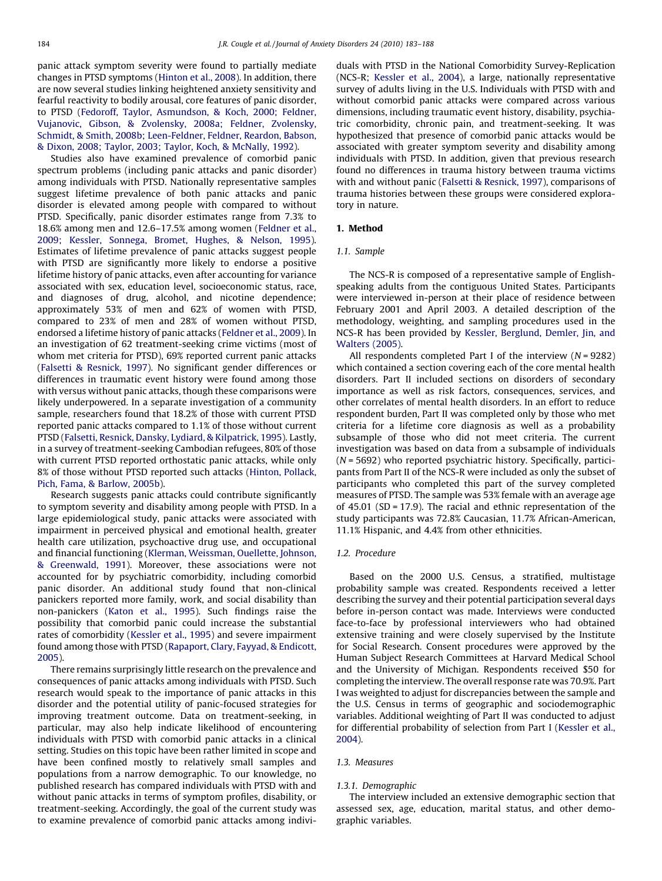panic attack symptom severity were found to partially mediate changes in PTSD symptoms (Hinton et al., 2008). In addition, there are now several studies linking heightened anxiety sensitivity and fearful reactivity to bodily arousal, core features of panic disorder, to PTSD (Fedoroff, Taylor, Asmundson, & Koch, 2000; Feldner, Vujanovic, Gibson, & Zvolensky, 2008a; Feldner, Zvolensky, Schmidt, & Smith, 2008b; Leen-Feldner, Feldner, Reardon, Babson, & Dixon, 2008; Taylor, 2003; Taylor, Koch, & McNally, 1992).

Studies also have examined prevalence of comorbid panic spectrum problems (including panic attacks and panic disorder) among individuals with PTSD. Nationally representative samples suggest lifetime prevalence of both panic attacks and panic disorder is elevated among people with compared to without PTSD. Specifically, panic disorder estimates range from 7.3% to 18.6% among men and 12.6–17.5% among women (Feldner et al., 2009; Kessler, Sonnega, Bromet, Hughes, & Nelson, 1995). Estimates of lifetime prevalence of panic attacks suggest people with PTSD are significantly more likely to endorse a positive lifetime history of panic attacks, even after accounting for variance associated with sex, education level, socioeconomic status, race, and diagnoses of drug, alcohol, and nicotine dependence; approximately 53% of men and 62% of women with PTSD, compared to 23% of men and 28% of women without PTSD, endorsed a lifetime history of panic attacks (Feldner et al., 2009). In an investigation of 62 treatment-seeking crime victims (most of whom met criteria for PTSD), 69% reported current panic attacks (Falsetti & Resnick, 1997). No significant gender differences or differences in traumatic event history were found among those with versus without panic attacks, though these comparisons were likely underpowered. In a separate investigation of a community sample, researchers found that 18.2% of those with current PTSD reported panic attacks compared to 1.1% of those without current PTSD (Falsetti, Resnick, Dansky, Lydiard, & Kilpatrick, 1995). Lastly, in a survey of treatment-seeking Cambodian refugees, 80% of those with current PTSD reported orthostatic panic attacks, while only 8% of those without PTSD reported such attacks (Hinton, Pollack, Pich, Fama, & Barlow, 2005b).

Research suggests panic attacks could contribute significantly to symptom severity and disability among people with PTSD. In a large epidemiological study, panic attacks were associated with impairment in perceived physical and emotional health, greater health care utilization, psychoactive drug use, and occupational and financial functioning (Klerman, Weissman, Ouellette, Johnson, & Greenwald, 1991). Moreover, these associations were not accounted for by psychiatric comorbidity, including comorbid panic disorder. An additional study found that non-clinical panickers reported more family, work, and social disability than non-panickers (Katon et al., 1995). Such findings raise the possibility that comorbid panic could increase the substantial rates of comorbidity (Kessler et al., 1995) and severe impairment found among those with PTSD (Rapaport, Clary, Fayyad, & Endicott, 2005).

There remains surprisingly little research on the prevalence and consequences of panic attacks among individuals with PTSD. Such research would speak to the importance of panic attacks in this disorder and the potential utility of panic-focused strategies for improving treatment outcome. Data on treatment-seeking, in particular, may also help indicate likelihood of encountering individuals with PTSD with comorbid panic attacks in a clinical setting. Studies on this topic have been rather limited in scope and have been confined mostly to relatively small samples and populations from a narrow demographic. To our knowledge, no published research has compared individuals with PTSD with and without panic attacks in terms of symptom profiles, disability, or treatment-seeking. Accordingly, the goal of the current study was to examine prevalence of comorbid panic attacks among individuals with PTSD in the National Comorbidity Survey-Replication (NCS-R; Kessler et al., 2004), a large, nationally representative survey of adults living in the U.S. Individuals with PTSD with and without comorbid panic attacks were compared across various dimensions, including traumatic event history, disability, psychiatric comorbidity, chronic pain, and treatment-seeking. It was hypothesized that presence of comorbid panic attacks would be associated with greater symptom severity and disability among individuals with PTSD. In addition, given that previous research found no differences in trauma history between trauma victims with and without panic (Falsetti & Resnick, 1997), comparisons of trauma histories between these groups were considered exploratory in nature.

## 1. Method

### 1.1. Sample

The NCS-R is composed of a representative sample of English-speaking adults from the contiguous United States. Participants were interviewed in-person at their place of residence between February 2001 and April 2003. A detailed description of the methodology, weighting, and sampling procedures used in the NCS-R has been provided by Kessler, Berglund, Demler, Jin, and Walters (2005).

All respondents completed Part I of the interview ($N = 9282$) which contained a section covering each of the core mental health disorders. Part II included sections on disorders of secondary importance as well as risk factors, consequences, services, and other correlates of mental health disorders. In an effort to reduce respondent burden, Part II was completed only by those who met criteria for a lifetime core diagnosis as well as a probability subsample of those who did not meet criteria. The current investigation was based on data from a subsample of individuals ($N = 5692$) who reported psychiatric history. Specifically, participants from Part II of the NCS-R were included as only the subset of participants who completed this part of the survey completed measures of PTSD. The sample was 53% female with an average age of 45.01 (SD = 17.9). The racial and ethnic representation of the study participants was 72.8% Caucasian, 11.7% African-American, 11.1% Hispanic, and 4.4% from other ethnicities.

### 1.2. Procedure

Based on the 2000 U.S. Census, a stratified, multistage probability sample was created. Respondents received a letter describing the survey and their potential participation several days before in-person contact was made. Interviews were conducted face-to-face by professional interviewers who had obtained extensive training and were closely supervised by the Institute for Social Research. Consent procedures were approved by the Human Subject Research Committees at Harvard Medical School and the University of Michigan. Respondents received $50 for completing the interview. The overall response rate was 70.9%. Part I was weighted to adjust for discrepancies between the sample and the U.S. Census in terms of geographic and sociodemographic variables. Additional weighting of Part II was conducted to adjust for differential probability of selection from Part I (Kessler et al., 2004).

### 1.3. Measures

#### 1.3.1. Demographic

The interview included an extensive demographic section that assessed sex, age, education, marital status, and other demographic variables.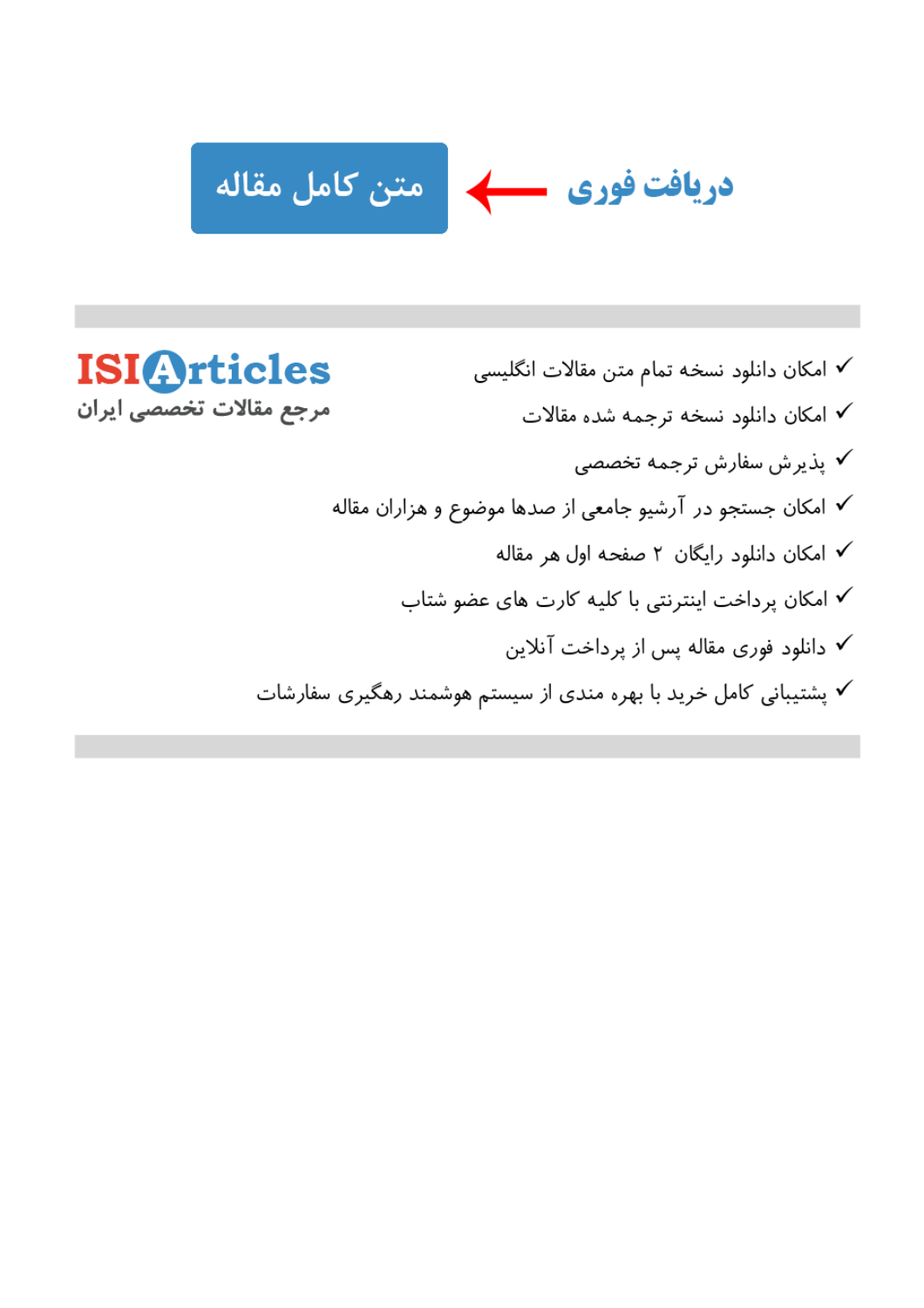دریافت فوری ← متن کامل مقاله

**ISIArticles**
مرجع مقالات تخصصی ایران

- ✓ امکان دانلود نسخه تمام متن مقالات انگلیسی
- ✓ امکان دانلود نسخه ترجمه شده مقالات
- ✓ پذیرش سفارش ترجمه تخصصی
- ✓ امکان جستجو در آرشیو جامعی از صدها موضوع و هزاران مقاله
- ✓ امکان دانلود رایگان ۲ صفحه اول هر مقاله
- ✓ امکان پرداخت اینترنتی با کلیه کارت های عضو شتاب
- ✓ دانلود فوری مقاله پس از پرداخت آنلاین
- ✓ پشتیبانی کامل خرید با بهره مندی از سیستم هوشمند رهگیری سفارشات